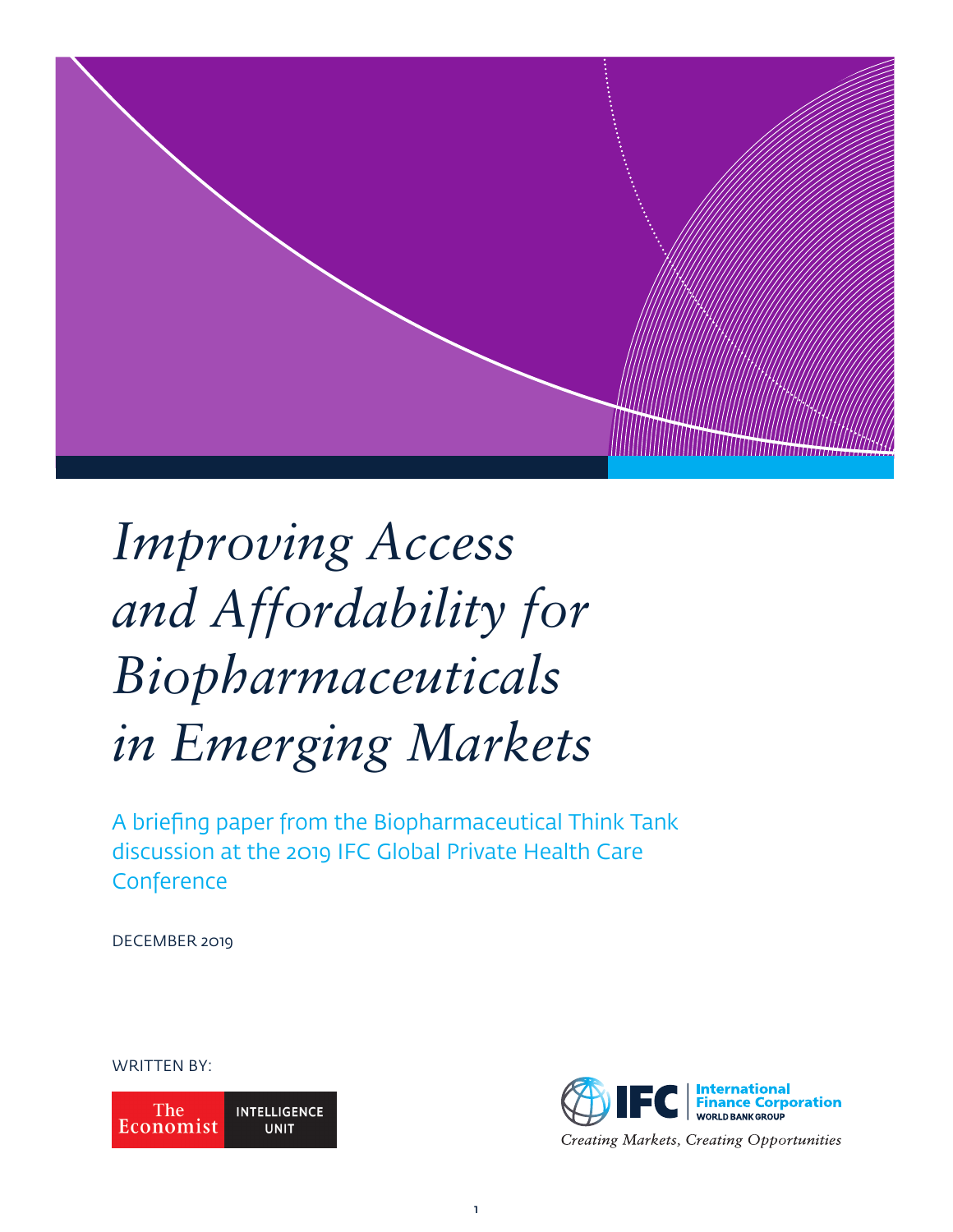# *Improving Access and Affordability for Biopharmaceuticals in Emerging Markets*

A briefing paper from the Biopharmaceutical Think Tank discussion at the 2019 IFC Global Private Health Care Conference

DECEMBER 2019

WRITTEN BY:

The Economist INTELLIGENCE UNIT

IFC International Finance Corporation WORLD BANK GROUP

*Creating Markets, Creating Opportunities*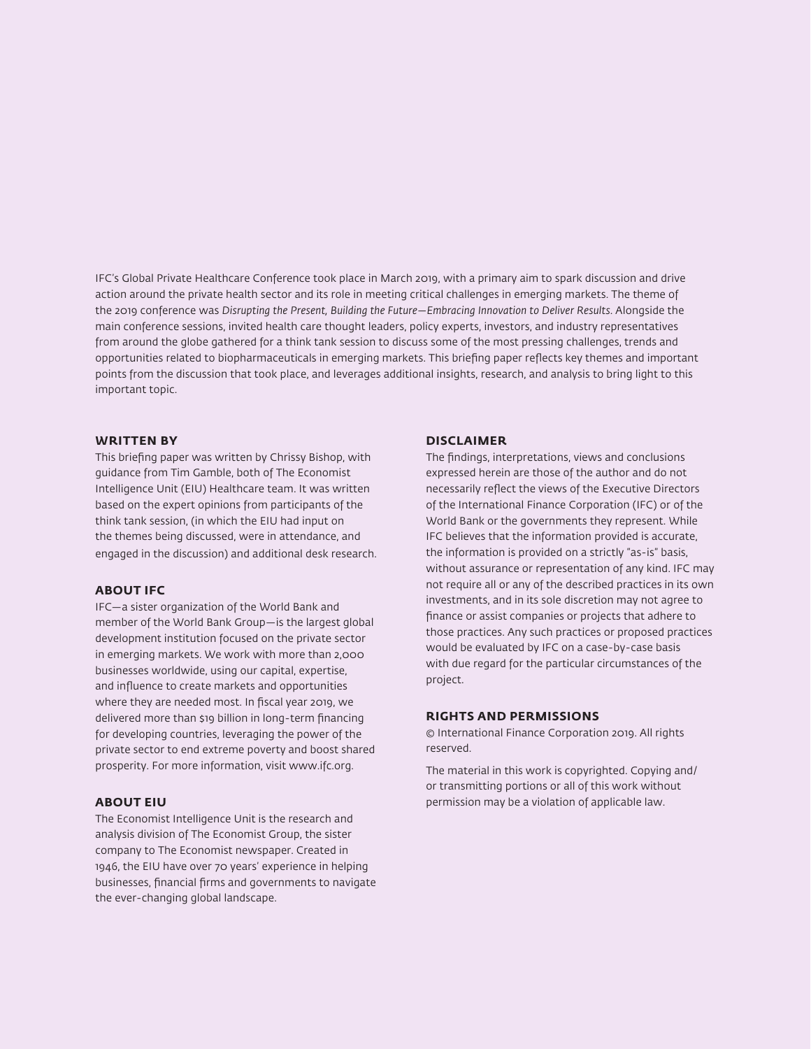IFC's Global Private Healthcare Conference took place in March 2019, with a primary aim to spark discussion and drive action around the private health sector and its role in meeting critical challenges in emerging markets. The theme of the 2019 conference was *Disrupting the Present, Building the Future—Embracing Innovation to Deliver Results*. Alongside the main conference sessions, invited health care thought leaders, policy experts, investors, and industry representatives from around the globe gathered for a think tank session to discuss some of the most pressing challenges, trends and opportunities related to biopharmaceuticals in emerging markets. This briefing paper reflects key themes and important points from the discussion that took place, and leverages additional insights, research, and analysis to bring light to this important topic.

## WRITTEN BY

This briefing paper was written by Chrissy Bishop, with guidance from Tim Gamble, both of The Economist Intelligence Unit (EIU) Healthcare team. It was written based on the expert opinions from participants of the think tank session, (in which the EIU had input on the themes being discussed, were in attendance, and engaged in the discussion) and additional desk research.

## ABOUT IFC

IFC—a sister organization of the World Bank and member of the World Bank Group—is the largest global development institution focused on the private sector in emerging markets. We work with more than 2,000 businesses worldwide, using our capital, expertise, and influence to create markets and opportunities where they are needed most. In fiscal year 2019, we delivered more than $19 billion in long-term financing for developing countries, leveraging the power of the private sector to end extreme poverty and boost shared prosperity. For more information, visit www.ifc.org.

## ABOUT EIU

The Economist Intelligence Unit is the research and analysis division of The Economist Group, the sister company to The Economist newspaper. Created in 1946, the EIU have over 70 years' experience in helping businesses, financial firms and governments to navigate the ever-changing global landscape.

## DISCLAIMER

The findings, interpretations, views and conclusions expressed herein are those of the author and do not necessarily reflect the views of the Executive Directors of the International Finance Corporation (IFC) or of the World Bank or the governments they represent. While IFC believes that the information provided is accurate, the information is provided on a strictly "as-is" basis, without assurance or representation of any kind. IFC may not require all or any of the described practices in its own investments, and in its sole discretion may not agree to finance or assist companies or projects that adhere to those practices. Any such practices or proposed practices would be evaluated by IFC on a case-by-case basis with due regard for the particular circumstances of the project.

## RIGHTS AND PERMISSIONS

© International Finance Corporation 2019. All rights reserved.

The material in this work is copyrighted. Copying and/or transmitting portions or all of this work without permission may be a violation of applicable law.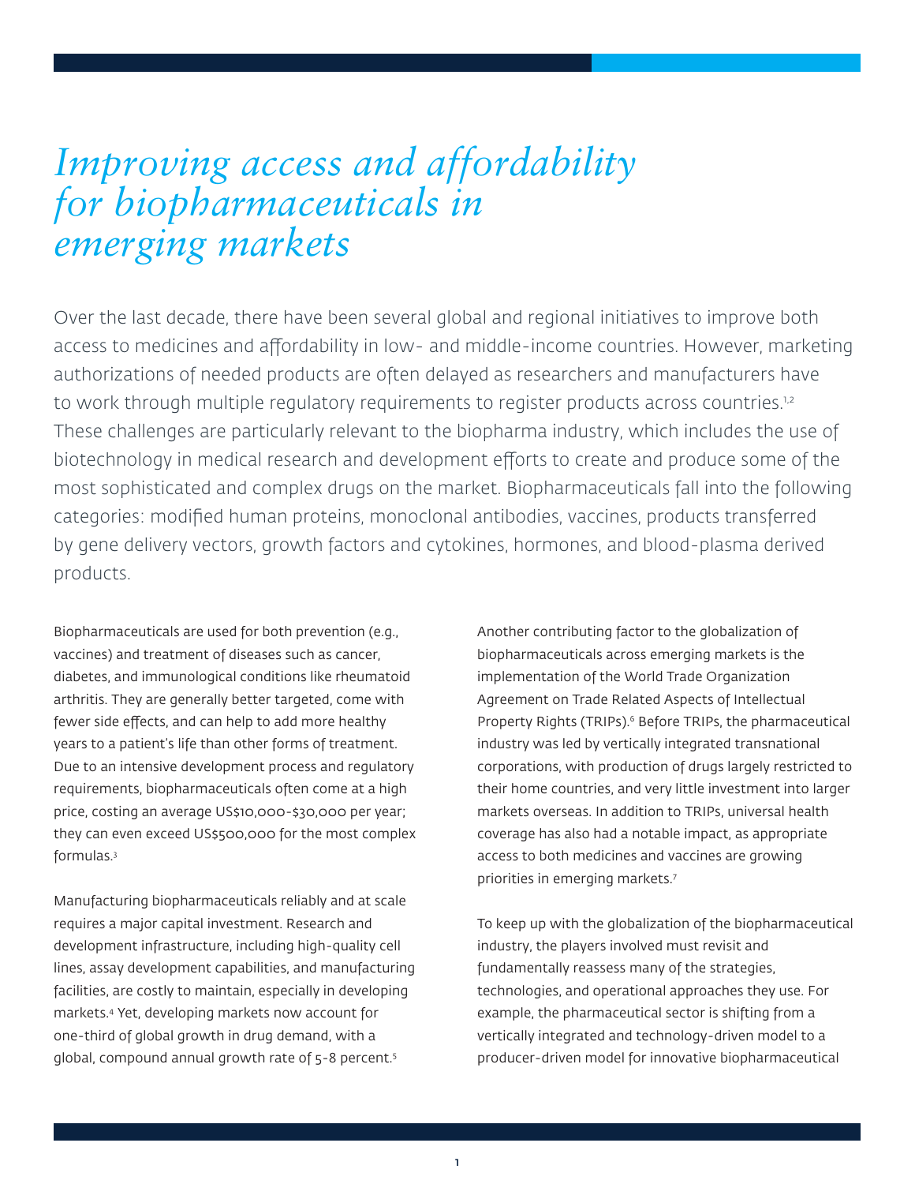# *Improving access and affordability for biopharmaceuticals in emerging markets*

Over the last decade, there have been several global and regional initiatives to improve both access to medicines and affordability in low- and middle-income countries. However, marketing authorizations of needed products are often delayed as researchers and manufacturers have to work through multiple regulatory requirements to register products across countries.[1,2] These challenges are particularly relevant to the biopharma industry, which includes the use of biotechnology in medical research and development efforts to create and produce some of the most sophisticated and complex drugs on the market. Biopharmaceuticals fall into the following categories: modified human proteins, monoclonal antibodies, vaccines, products transferred by gene delivery vectors, growth factors and cytokines, hormones, and blood-plasma derived products.

Biopharmaceuticals are used for both prevention (e.g., vaccines) and treatment of diseases such as cancer, diabetes, and immunological conditions like rheumatoid arthritis. They are generally better targeted, come with fewer side effects, and can help to add more healthy years to a patient's life than other forms of treatment. Due to an intensive development process and regulatory requirements, biopharmaceuticals often come at a high price, costing an average US$10,000-$30,000 per year; they can even exceed US$500,000 for the most complex formulas.[3]

Manufacturing biopharmaceuticals reliably and at scale requires a major capital investment. Research and development infrastructure, including high-quality cell lines, assay development capabilities, and manufacturing facilities, are costly to maintain, especially in developing markets.[4] Yet, developing markets now account for one-third of global growth in drug demand, with a global, compound annual growth rate of 5-8 percent.[5]

Another contributing factor to the globalization of biopharmaceuticals across emerging markets is the implementation of the World Trade Organization Agreement on Trade Related Aspects of Intellectual Property Rights (TRIPs).[6] Before TRIPs, the pharmaceutical industry was led by vertically integrated transnational corporations, with production of drugs largely restricted to their home countries, and very little investment into larger markets overseas. In addition to TRIPs, universal health coverage has also had a notable impact, as appropriate access to both medicines and vaccines are growing priorities in emerging markets.[7]

To keep up with the globalization of the biopharmaceutical industry, the players involved must revisit and fundamentally reassess many of the strategies, technologies, and operational approaches they use. For example, the pharmaceutical sector is shifting from a vertically integrated and technology-driven model to a producer-driven model for innovative biopharmaceutical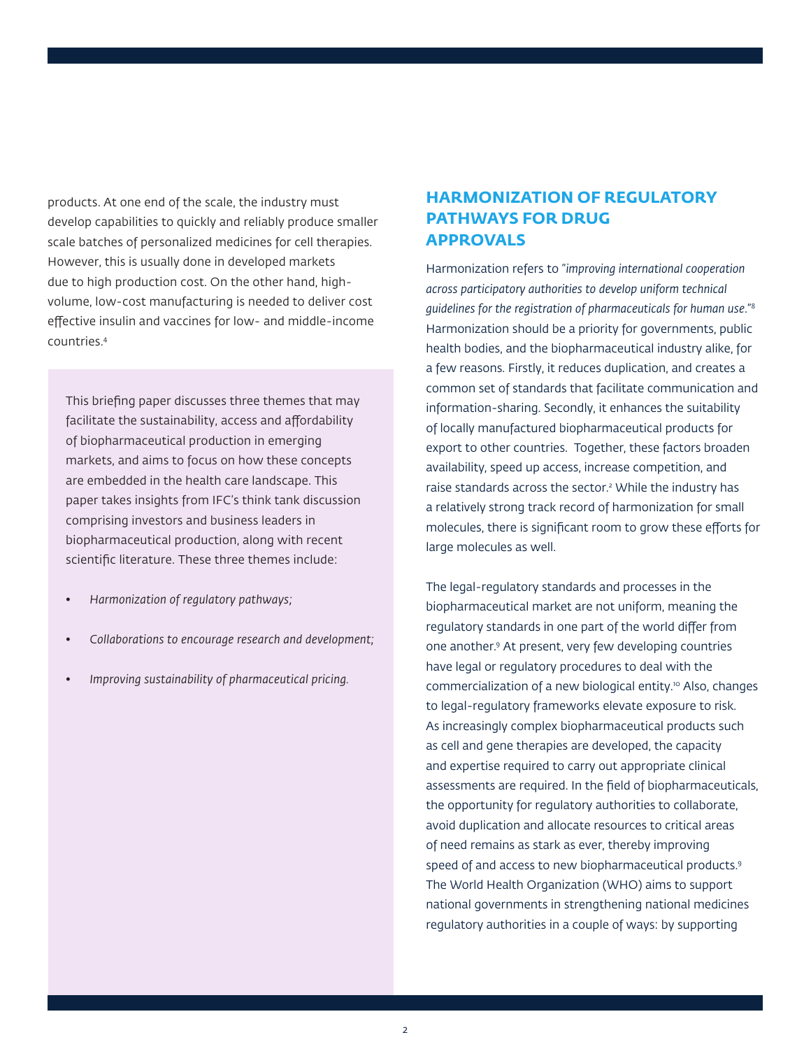products. At one end of the scale, the industry must develop capabilities to quickly and reliably produce smaller scale batches of personalized medicines for cell therapies. However, this is usually done in developed markets due to high production cost. On the other hand, high-volume, low-cost manufacturing is needed to deliver cost effective insulin and vaccines for low- and middle-income countries.[4]

This briefing paper discusses three themes that may facilitate the sustainability, access and affordability of biopharmaceutical production in emerging markets, and aims to focus on how these concepts are embedded in the health care landscape. This paper takes insights from IFC's think tank discussion comprising investors and business leaders in biopharmaceutical production, along with recent scientific literature. These three themes include:

- *Harmonization of regulatory pathways;*
- *Collaborations to encourage research and development;*
- *Improving sustainability of pharmaceutical pricing.*

## HARMONIZATION OF REGULATORY PATHWAYS FOR DRUG APPROVALS

Harmonization refers to "*improving international cooperation across participatory authorities to develop uniform technical guidelines for the registration of pharmaceuticals for human use.*"[8] Harmonization should be a priority for governments, public health bodies, and the biopharmaceutical industry alike, for a few reasons. Firstly, it reduces duplication, and creates a common set of standards that facilitate communication and information-sharing. Secondly, it enhances the suitability of locally manufactured biopharmaceutical products for export to other countries. Together, these factors broaden availability, speed up access, increase competition, and raise standards across the sector.[2] While the industry has a relatively strong track record of harmonization for small molecules, there is significant room to grow these efforts for large molecules as well.

The legal-regulatory standards and processes in the biopharmaceutical market are not uniform, meaning the regulatory standards in one part of the world differ from one another.[9] At present, very few developing countries have legal or regulatory procedures to deal with the commercialization of a new biological entity.[10] Also, changes to legal-regulatory frameworks elevate exposure to risk. As increasingly complex biopharmaceutical products such as cell and gene therapies are developed, the capacity and expertise required to carry out appropriate clinical assessments are required. In the field of biopharmaceuticals, the opportunity for regulatory authorities to collaborate, avoid duplication and allocate resources to critical areas of need remains as stark as ever, thereby improving speed of and access to new biopharmaceutical products.[9] The World Health Organization (WHO) aims to support national governments in strengthening national medicines regulatory authorities in a couple of ways: by supporting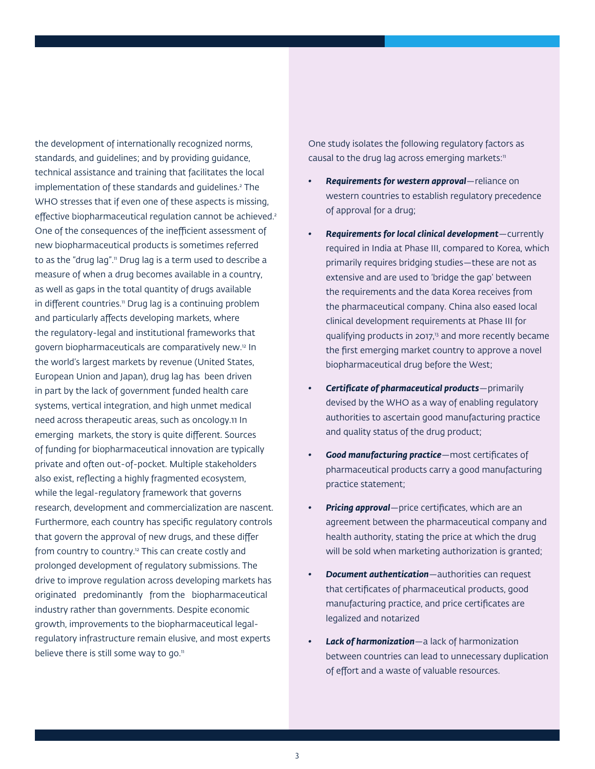the development of internationally recognized norms, standards, and guidelines; and by providing guidance, technical assistance and training that facilitates the local implementation of these standards and guidelines.[2] The WHO stresses that if even one of these aspects is missing, effective biopharmaceutical regulation cannot be achieved.[2] One of the consequences of the inefficient assessment of new biopharmaceutical products is sometimes referred to as the "drug lag".[11] Drug lag is a term used to describe a measure of when a drug becomes available in a country, as well as gaps in the total quantity of drugs available in different countries.[11] Drug lag is a continuing problem and particularly affects developing markets, where the regulatory-legal and institutional frameworks that govern biopharmaceuticals are comparatively new.[12] In the world's largest markets by revenue (United States, European Union and Japan), drug lag has been driven in part by the lack of government funded health care systems, vertical integration, and high unmet medical need across therapeutic areas, such as oncology.11 In emerging markets, the story is quite different. Sources of funding for biopharmaceutical innovation are typically private and often out-of-pocket. Multiple stakeholders also exist, reflecting a highly fragmented ecosystem, while the legal-regulatory framework that governs research, development and commercialization are nascent. Furthermore, each country has specific regulatory controls that govern the approval of new drugs, and these differ from country to country.[12] This can create costly and prolonged development of regulatory submissions. The drive to improve regulation across developing markets has originated predominantly from the biopharmaceutical industry rather than governments. Despite economic growth, improvements to the biopharmaceutical legal-regulatory infrastructure remain elusive, and most experts believe there is still some way to go.[11]

One study isolates the following regulatory factors as causal to the drug lag across emerging markets:[11]

- ***Requirements for western approval***—reliance on western countries to establish regulatory precedence of approval for a drug;
- ***Requirements for local clinical development***—currently required in India at Phase III, compared to Korea, which primarily requires bridging studies—these are not as extensive and are used to 'bridge the gap' between the requirements and the data Korea receives from the pharmaceutical company. China also eased local clinical development requirements at Phase III for qualifying products in 2017,[13] and more recently became the first emerging market country to approve a novel biopharmaceutical drug before the West;
- ***Certificate of pharmaceutical products***—primarily devised by the WHO as a way of enabling regulatory authorities to ascertain good manufacturing practice and quality status of the drug product;
- ***Good manufacturing practice***—most certificates of pharmaceutical products carry a good manufacturing practice statement;
- ***Pricing approval***—price certificates, which are an agreement between the pharmaceutical company and health authority, stating the price at which the drug will be sold when marketing authorization is granted;
- ***Document authentication***—authorities can request that certificates of pharmaceutical products, good manufacturing practice, and price certificates are legalized and notarized
- ***Lack of harmonization***—a lack of harmonization between countries can lead to unnecessary duplication of effort and a waste of valuable resources.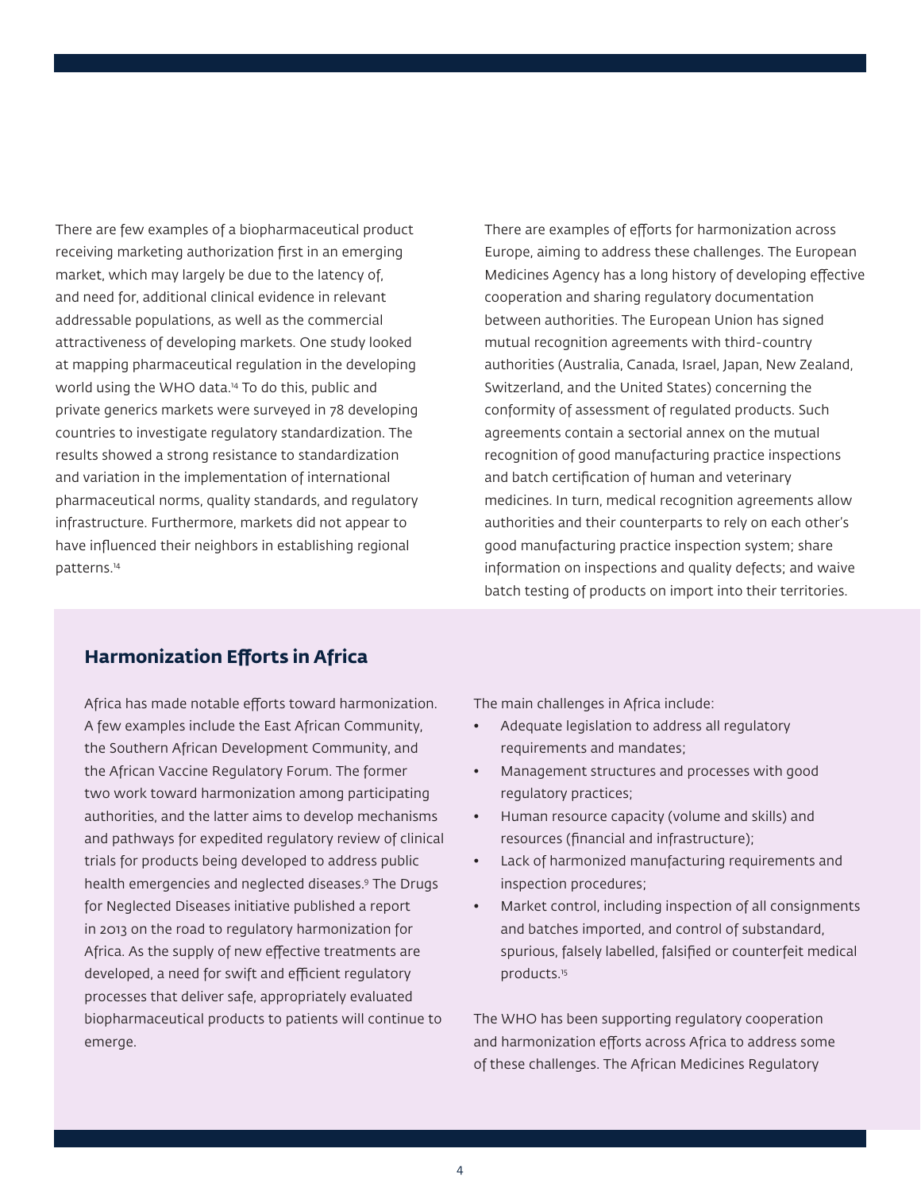There are few examples of a biopharmaceutical product receiving marketing authorization first in an emerging market, which may largely be due to the latency of, and need for, additional clinical evidence in relevant addressable populations, as well as the commercial attractiveness of developing markets. One study looked at mapping pharmaceutical regulation in the developing world using the WHO data.[14] To do this, public and private generics markets were surveyed in 78 developing countries to investigate regulatory standardization. The results showed a strong resistance to standardization and variation in the implementation of international pharmaceutical norms, quality standards, and regulatory infrastructure. Furthermore, markets did not appear to have influenced their neighbors in establishing regional patterns.[14]

There are examples of efforts for harmonization across Europe, aiming to address these challenges. The European Medicines Agency has a long history of developing effective cooperation and sharing regulatory documentation between authorities. The European Union has signed mutual recognition agreements with third-country authorities (Australia, Canada, Israel, Japan, New Zealand, Switzerland, and the United States) concerning the conformity of assessment of regulated products. Such agreements contain a sectorial annex on the mutual recognition of good manufacturing practice inspections and batch certification of human and veterinary medicines. In turn, medical recognition agreements allow authorities and their counterparts to rely on each other's good manufacturing practice inspection system; share information on inspections and quality defects; and waive batch testing of products on import into their territories.

## Harmonization Efforts in Africa

Africa has made notable efforts toward harmonization. A few examples include the East African Community, the Southern African Development Community, and the African Vaccine Regulatory Forum. The former two work toward harmonization among participating authorities, and the latter aims to develop mechanisms and pathways for expedited regulatory review of clinical trials for products being developed to address public health emergencies and neglected diseases.[9] The Drugs for Neglected Diseases initiative published a report in 2013 on the road to regulatory harmonization for Africa. As the supply of new effective treatments are developed, a need for swift and efficient regulatory processes that deliver safe, appropriately evaluated biopharmaceutical products to patients will continue to emerge.

The main challenges in Africa include:

- Adequate legislation to address all regulatory requirements and mandates;
- Management structures and processes with good regulatory practices;
- Human resource capacity (volume and skills) and resources (financial and infrastructure);
- Lack of harmonized manufacturing requirements and inspection procedures;
- Market control, including inspection of all consignments and batches imported, and control of substandard, spurious, falsely labelled, falsified or counterfeit medical products.[15]

The WHO has been supporting regulatory cooperation and harmonization efforts across Africa to address some of these challenges. The African Medicines Regulatory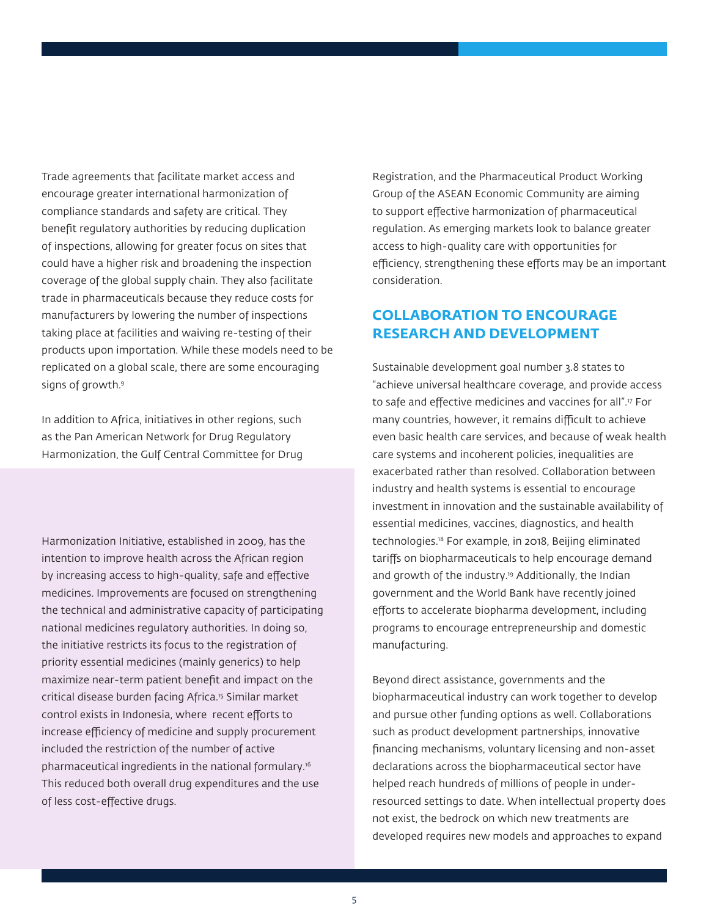Trade agreements that facilitate market access and encourage greater international harmonization of compliance standards and safety are critical. They benefit regulatory authorities by reducing duplication of inspections, allowing for greater focus on sites that could have a higher risk and broadening the inspection coverage of the global supply chain. They also facilitate trade in pharmaceuticals because they reduce costs for manufacturers by lowering the number of inspections taking place at facilities and waiving re-testing of their products upon importation. While these models need to be replicated on a global scale, there are some encouraging signs of growth.[9]

In addition to Africa, initiatives in other regions, such as the Pan American Network for Drug Regulatory Harmonization, the Gulf Central Committee for Drug Registration, and the Pharmaceutical Product Working Group of the ASEAN Economic Community are aiming to support effective harmonization of pharmaceutical regulation. As emerging markets look to balance greater access to high-quality care with opportunities for efficiency, strengthening these efforts may be an important consideration.

Harmonization Initiative, established in 2009, has the intention to improve health across the African region by increasing access to high-quality, safe and effective medicines. Improvements are focused on strengthening the technical and administrative capacity of participating national medicines regulatory authorities. In doing so, the initiative restricts its focus to the registration of priority essential medicines (mainly generics) to help maximize near-term patient benefit and impact on the critical disease burden facing Africa.[15] Similar market control exists in Indonesia, where recent efforts to increase efficiency of medicine and supply procurement included the restriction of the number of active pharmaceutical ingredients in the national formulary.[16] This reduced both overall drug expenditures and the use of less cost-effective drugs.

## COLLABORATION TO ENCOURAGE RESEARCH AND DEVELOPMENT

Sustainable development goal number 3.8 states to "achieve universal healthcare coverage, and provide access to safe and effective medicines and vaccines for all".[17] For many countries, however, it remains difficult to achieve even basic health care services, and because of weak health care systems and incoherent policies, inequalities are exacerbated rather than resolved. Collaboration between industry and health systems is essential to encourage investment in innovation and the sustainable availability of essential medicines, vaccines, diagnostics, and health technologies.[18] For example, in 2018, Beijing eliminated tariffs on biopharmaceuticals to help encourage demand and growth of the industry.[19] Additionally, the Indian government and the World Bank have recently joined efforts to accelerate biopharma development, including programs to encourage entrepreneurship and domestic manufacturing.

Beyond direct assistance, governments and the biopharmaceutical industry can work together to develop and pursue other funding options as well. Collaborations such as product development partnerships, innovative financing mechanisms, voluntary licensing and non-asset declarations across the biopharmaceutical sector have helped reach hundreds of millions of people in under-resourced settings to date. When intellectual property does not exist, the bedrock on which new treatments are developed requires new models and approaches to expand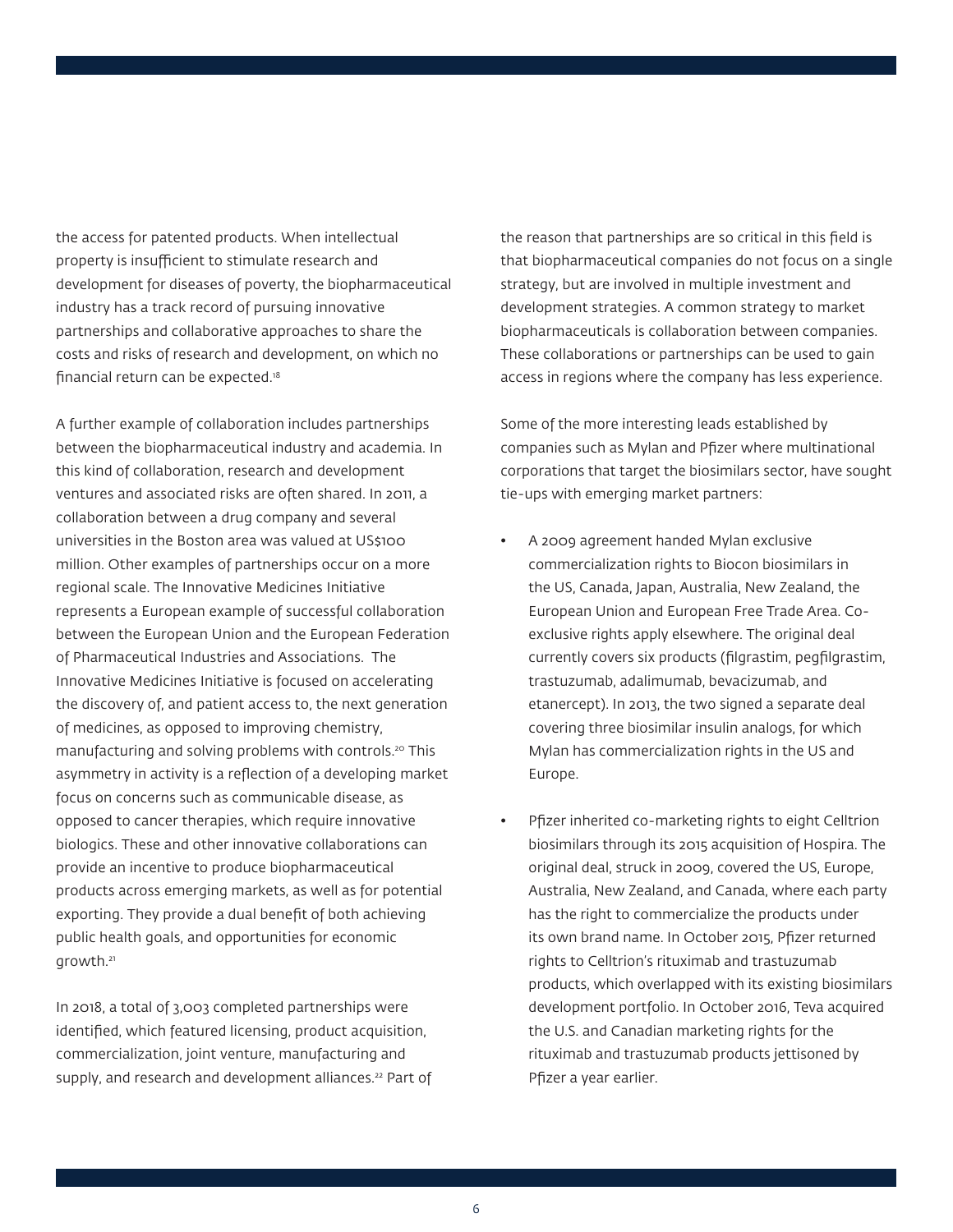the access for patented products. When intellectual property is insufficient to stimulate research and development for diseases of poverty, the biopharmaceutical industry has a track record of pursuing innovative partnerships and collaborative approaches to share the costs and risks of research and development, on which no financial return can be expected.[18]

A further example of collaboration includes partnerships between the biopharmaceutical industry and academia. In this kind of collaboration, research and development ventures and associated risks are often shared. In 2011, a collaboration between a drug company and several universities in the Boston area was valued at US$100 million. Other examples of partnerships occur on a more regional scale. The Innovative Medicines Initiative represents a European example of successful collaboration between the European Union and the European Federation of Pharmaceutical Industries and Associations. The Innovative Medicines Initiative is focused on accelerating the discovery of, and patient access to, the next generation of medicines, as opposed to improving chemistry, manufacturing and solving problems with controls.[20] This asymmetry in activity is a reflection of a developing market focus on concerns such as communicable disease, as opposed to cancer therapies, which require innovative biologics. These and other innovative collaborations can provide an incentive to produce biopharmaceutical products across emerging markets, as well as for potential exporting. They provide a dual benefit of both achieving public health goals, and opportunities for economic growth.[21]

In 2018, a total of 3,003 completed partnerships were identified, which featured licensing, product acquisition, commercialization, joint venture, manufacturing and supply, and research and development alliances.[22] Part of the reason that partnerships are so critical in this field is that biopharmaceutical companies do not focus on a single strategy, but are involved in multiple investment and development strategies. A common strategy to market biopharmaceuticals is collaboration between companies. These collaborations or partnerships can be used to gain access in regions where the company has less experience.

Some of the more interesting leads established by companies such as Mylan and Pfizer where multinational corporations that target the biosimilars sector, have sought tie-ups with emerging market partners:

- A 2009 agreement handed Mylan exclusive commercialization rights to Biocon biosimilars in the US, Canada, Japan, Australia, New Zealand, the European Union and European Free Trade Area. Co-exclusive rights apply elsewhere. The original deal currently covers six products (filgrastim, pegfilgrastim, trastuzumab, adalimumab, bevacizumab, and etanercept). In 2013, the two signed a separate deal covering three biosimilar insulin analogs, for which Mylan has commercialization rights in the US and Europe.

- Pfizer inherited co-marketing rights to eight Celltrion biosimilars through its 2015 acquisition of Hospira. The original deal, struck in 2009, covered the US, Europe, Australia, New Zealand, and Canada, where each party has the right to commercialize the products under its own brand name. In October 2015, Pfizer returned rights to Celltrion's rituximab and trastuzumab products, which overlapped with its existing biosimilars development portfolio. In October 2016, Teva acquired the U.S. and Canadian marketing rights for the rituximab and trastuzumab products jettisoned by Pfizer a year earlier.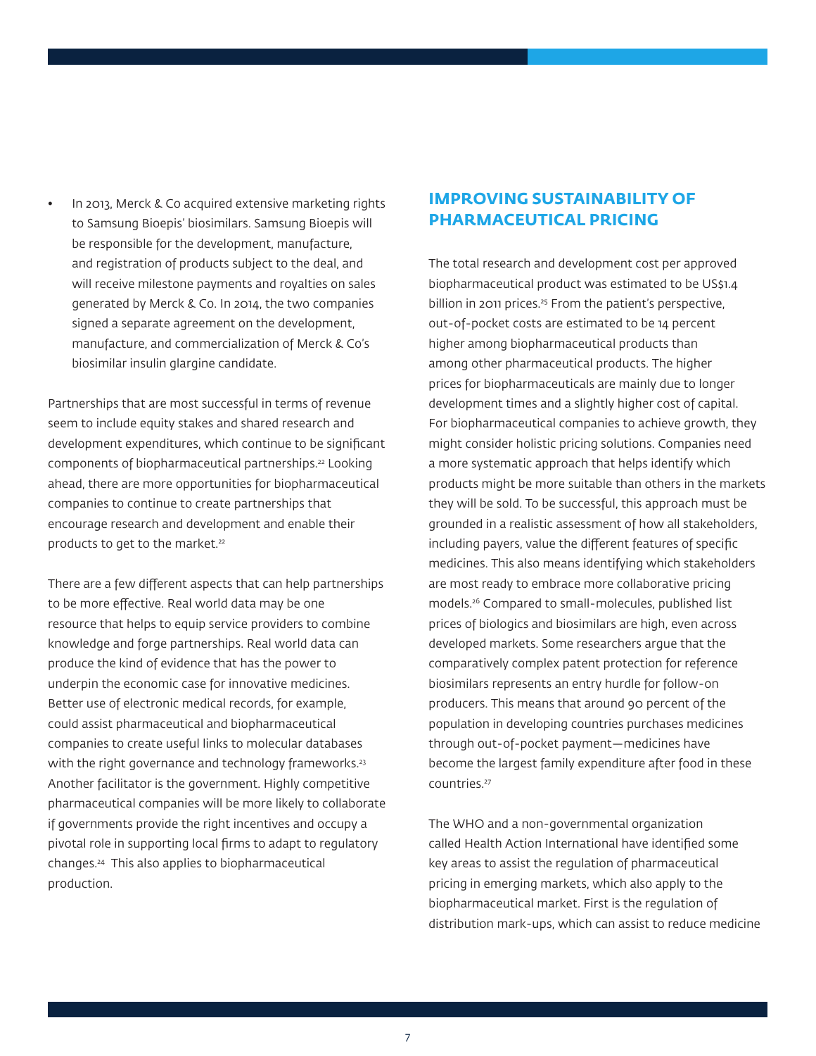- In 2013, Merck & Co acquired extensive marketing rights to Samsung Bioepis' biosimilars. Samsung Bioepis will be responsible for the development, manufacture, and registration of products subject to the deal, and will receive milestone payments and royalties on sales generated by Merck & Co. In 2014, the two companies signed a separate agreement on the development, manufacture, and commercialization of Merck & Co's biosimilar insulin glargine candidate.

Partnerships that are most successful in terms of revenue seem to include equity stakes and shared research and development expenditures, which continue to be significant components of biopharmaceutical partnerships.[22] Looking ahead, there are more opportunities for biopharmaceutical companies to continue to create partnerships that encourage research and development and enable their products to get to the market.[22]

There are a few different aspects that can help partnerships to be more effective. Real world data may be one resource that helps to equip service providers to combine knowledge and forge partnerships. Real world data can produce the kind of evidence that has the power to underpin the economic case for innovative medicines. Better use of electronic medical records, for example, could assist pharmaceutical and biopharmaceutical companies to create useful links to molecular databases with the right governance and technology frameworks.[23] Another facilitator is the government. Highly competitive pharmaceutical companies will be more likely to collaborate if governments provide the right incentives and occupy a pivotal role in supporting local firms to adapt to regulatory changes.[24] This also applies to biopharmaceutical production.

## IMPROVING SUSTAINABILITY OF PHARMACEUTICAL PRICING

The total research and development cost per approved biopharmaceutical product was estimated to be US$1.4 billion in 2011 prices.[25] From the patient's perspective, out-of-pocket costs are estimated to be 14 percent higher among biopharmaceutical products than among other pharmaceutical products. The higher prices for biopharmaceuticals are mainly due to longer development times and a slightly higher cost of capital. For biopharmaceutical companies to achieve growth, they might consider holistic pricing solutions. Companies need a more systematic approach that helps identify which products might be more suitable than others in the markets they will be sold. To be successful, this approach must be grounded in a realistic assessment of how all stakeholders, including payers, value the different features of specific medicines. This also means identifying which stakeholders are most ready to embrace more collaborative pricing models.[26] Compared to small-molecules, published list prices of biologics and biosimilars are high, even across developed markets. Some researchers argue that the comparatively complex patent protection for reference biosimilars represents an entry hurdle for follow-on producers. This means that around 90 percent of the population in developing countries purchases medicines through out-of-pocket payment—medicines have become the largest family expenditure after food in these countries.[27]

The WHO and a non-governmental organization called Health Action International have identified some key areas to assist the regulation of pharmaceutical pricing in emerging markets, which also apply to the biopharmaceutical market. First is the regulation of distribution mark-ups, which can assist to reduce medicine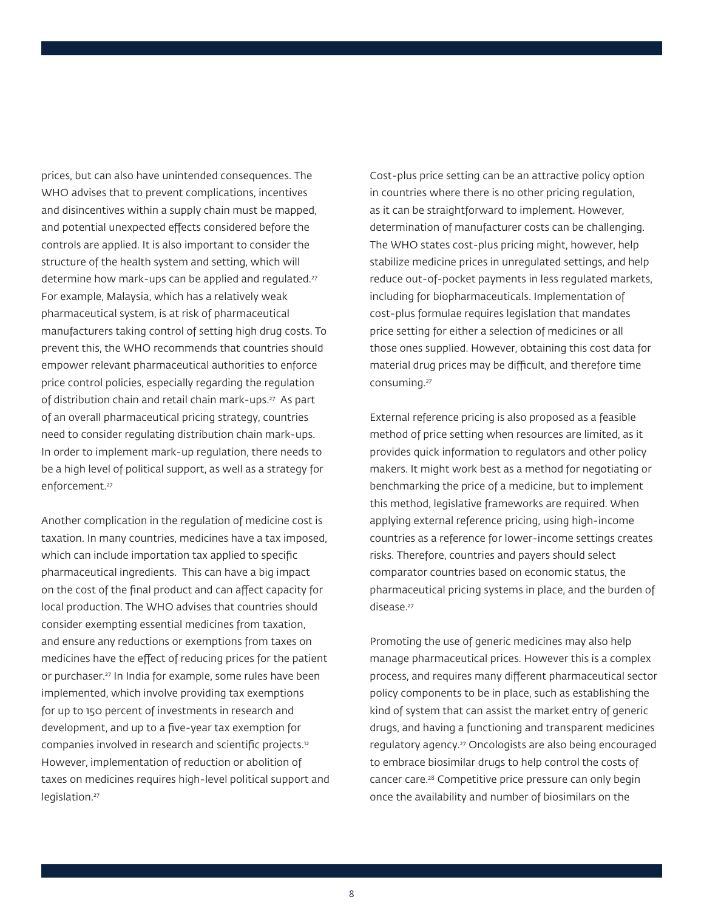prices, but can also have unintended consequences. The WHO advises that to prevent complications, incentives and disincentives within a supply chain must be mapped, and potential unexpected effects considered before the controls are applied. It is also important to consider the structure of the health system and setting, which will determine how mark-ups can be applied and regulated.[27] For example, Malaysia, which has a relatively weak pharmaceutical system, is at risk of pharmaceutical manufacturers taking control of setting high drug costs. To prevent this, the WHO recommends that countries should empower relevant pharmaceutical authorities to enforce price control policies, especially regarding the regulation of distribution chain and retail chain mark-ups.[27] As part of an overall pharmaceutical pricing strategy, countries need to consider regulating distribution chain mark-ups. In order to implement mark-up regulation, there needs to be a high level of political support, as well as a strategy for enforcement.[27]

Another complication in the regulation of medicine cost is taxation. In many countries, medicines have a tax imposed, which can include importation tax applied to specific pharmaceutical ingredients. This can have a big impact on the cost of the final product and can affect capacity for local production. The WHO advises that countries should consider exempting essential medicines from taxation, and ensure any reductions or exemptions from taxes on medicines have the effect of reducing prices for the patient or purchaser.[27] In India for example, some rules have been implemented, which involve providing tax exemptions for up to 150 percent of investments in research and development, and up to a five-year tax exemption for companies involved in research and scientific projects.[12] However, implementation of reduction or abolition of taxes on medicines requires high-level political support and legislation.[27]

Cost-plus price setting can be an attractive policy option in countries where there is no other pricing regulation, as it can be straightforward to implement. However, determination of manufacturer costs can be challenging. The WHO states cost-plus pricing might, however, help stabilize medicine prices in unregulated settings, and help reduce out-of-pocket payments in less regulated markets, including for biopharmaceuticals. Implementation of cost-plus formulae requires legislation that mandates price setting for either a selection of medicines or all those ones supplied. However, obtaining this cost data for material drug prices may be difficult, and therefore time consuming.[27]

External reference pricing is also proposed as a feasible method of price setting when resources are limited, as it provides quick information to regulators and other policy makers. It might work best as a method for negotiating or benchmarking the price of a medicine, but to implement this method, legislative frameworks are required. When applying external reference pricing, using high-income countries as a reference for lower-income settings creates risks. Therefore, countries and payers should select comparator countries based on economic status, the pharmaceutical pricing systems in place, and the burden of disease.[27]

Promoting the use of generic medicines may also help manage pharmaceutical prices. However this is a complex process, and requires many different pharmaceutical sector policy components to be in place, such as establishing the kind of system that can assist the market entry of generic drugs, and having a functioning and transparent medicines regulatory agency.[27] Oncologists are also being encouraged to embrace biosimilar drugs to help control the costs of cancer care.[28] Competitive price pressure can only begin once the availability and number of biosimilars on the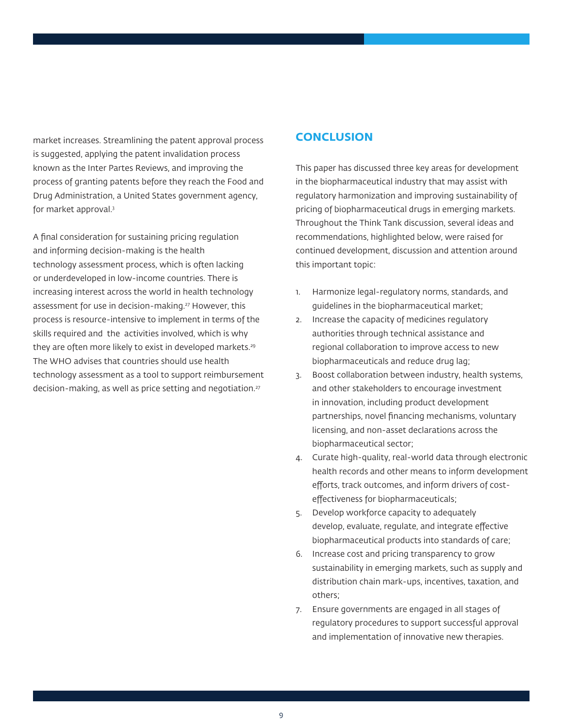market increases. Streamlining the patent approval process is suggested, applying the patent invalidation process known as the Inter Partes Reviews, and improving the process of granting patents before they reach the Food and Drug Administration, a United States government agency, for market approval.[3]

A final consideration for sustaining pricing regulation and informing decision-making is the health technology assessment process, which is often lacking or underdeveloped in low-income countries. There is increasing interest across the world in health technology assessment for use in decision-making.[27] However, this process is resource-intensive to implement in terms of the skills required and the activities involved, which is why they are often more likely to exist in developed markets.[29] The WHO advises that countries should use health technology assessment as a tool to support reimbursement decision-making, as well as price setting and negotiation.[27]

## CONCLUSION

This paper has discussed three key areas for development in the biopharmaceutical industry that may assist with regulatory harmonization and improving sustainability of pricing of biopharmaceutical drugs in emerging markets. Throughout the Think Tank discussion, several ideas and recommendations, highlighted below, were raised for continued development, discussion and attention around this important topic:

1. Harmonize legal-regulatory norms, standards, and guidelines in the biopharmaceutical market;
2. Increase the capacity of medicines regulatory authorities through technical assistance and regional collaboration to improve access to new biopharmaceuticals and reduce drug lag;
3. Boost collaboration between industry, health systems, and other stakeholders to encourage investment in innovation, including product development partnerships, novel financing mechanisms, voluntary licensing, and non-asset declarations across the biopharmaceutical sector;
4. Curate high-quality, real-world data through electronic health records and other means to inform development efforts, track outcomes, and inform drivers of cost-effectiveness for biopharmaceuticals;
5. Develop workforce capacity to adequately develop, evaluate, regulate, and integrate effective biopharmaceutical products into standards of care;
6. Increase cost and pricing transparency to grow sustainability in emerging markets, such as supply and distribution chain mark-ups, incentives, taxation, and others;
7. Ensure governments are engaged in all stages of regulatory procedures to support successful approval and implementation of innovative new therapies.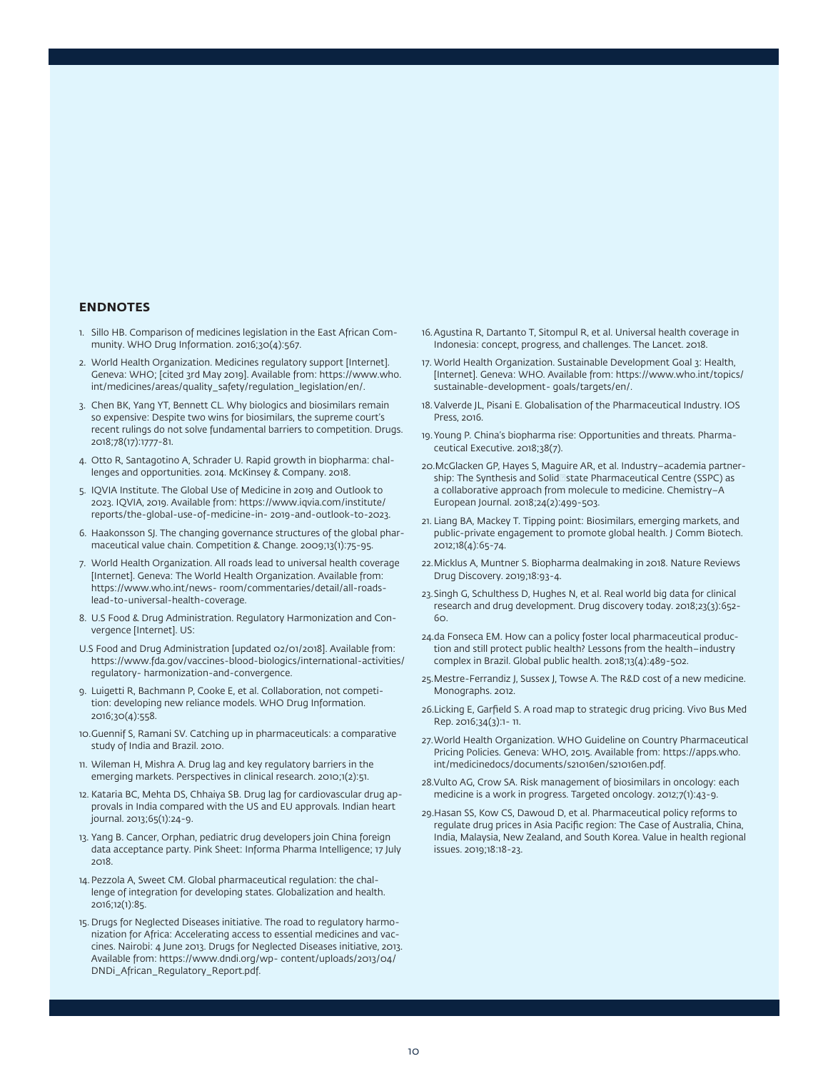## ENDNOTES

1. Sillo HB. Comparison of medicines legislation in the East African Community. WHO Drug Information. 2016;30(4):567.
2. World Health Organization. Medicines regulatory support [Internet]. Geneva: WHO; [cited 3rd May 2019]. Available from: https://www.who.int/medicines/areas/quality_safety/regulation_legislation/en/.
3. Chen BK, Yang YT, Bennett CL. Why biologics and biosimilars remain so expensive: Despite two wins for biosimilars, the supreme court's recent rulings do not solve fundamental barriers to competition. Drugs. 2018;78(17):1777-81.
4. Otto R, Santagotino A, Schrader U. Rapid growth in biopharma: challenges and opportunities. 2014. McKinsey & Company. 2018.
5. IQVIA Institute. The Global Use of Medicine in 2019 and Outlook to 2023. IQVIA, 2019. Available from: https://www.iqvia.com/institute/reports/the-global-use-of-medicine-in- 2019-and-outlook-to-2023.
6. Haakonsson SJ. The changing governance structures of the global pharmaceutical value chain. Competition & Change. 2009;13(1):75-95.
7. World Health Organization. All roads lead to universal health coverage [Internet]. Geneva: The World Health Organization. Available from: https://www.who.int/news- room/commentaries/detail/all-roads-lead-to-universal-health-coverage.
8. U.S Food & Drug Administration. Regulatory Harmonization and Convergence [Internet]. US:

U.S Food and Drug Administration [updated 02/01/2018]. Available from: https://www.fda.gov/vaccines-blood-biologics/international-activities/regulatory- harmonization-and-convergence.

9. Luigetti R, Bachmann P, Cooke E, et al. Collaboration, not competition: developing new reliance models. WHO Drug Information. 2016;30(4):558.
10. Guennif S, Ramani SV. Catching up in pharmaceuticals: a comparative study of India and Brazil. 2010.
11. Wileman H, Mishra A. Drug lag and key regulatory barriers in the emerging markets. Perspectives in clinical research. 2010;1(2):51.
12. Kataria BC, Mehta DS, Chhaiya SB. Drug lag for cardiovascular drug approvals in India compared with the US and EU approvals. Indian heart journal. 2013;65(1):24-9.
13. Yang B. Cancer, Orphan, pediatric drug developers join China foreign data acceptance party. Pink Sheet: Informa Pharma Intelligence; 17 July 2018.
14. Pezzola A, Sweet CM. Global pharmaceutical regulation: the challenge of integration for developing states. Globalization and health. 2016;12(1):85.
15. Drugs for Neglected Diseases initiative. The road to regulatory harmonization for Africa: Accelerating access to essential medicines and vaccines. Nairobi: 4 June 2013. Drugs for Neglected Diseases initiative, 2013. Available from: https://www.dndi.org/wp- content/uploads/2013/04/DNDi_African_Regulatory_Report.pdf.
16. Agustina R, Dartanto T, Sitompul R, et al. Universal health coverage in Indonesia: concept, progress, and challenges. The Lancet. 2018.
17. World Health Organization. Sustainable Development Goal 3: Health, [Internet]. Geneva: WHO. Available from: https://www.who.int/topics/sustainable-development- goals/targets/en/.
18. Valverde JL, Pisani E. Globalisation of the Pharmaceutical Industry. IOS Press, 2016.
19. Young P. China's biopharma rise: Opportunities and threats. Pharmaceutical Executive. 2018;38(7).
20. McGlacken GP, Hayes S, Maguire AR, et al. Industry–academia partnership: The Synthesis and Solid state Pharmaceutical Centre (SSPC) as a collaborative approach from molecule to medicine. Chemistry–A European Journal. 2018;24(2):499-503.
21. Liang BA, Mackey T. Tipping point: Biosimilars, emerging markets, and public-private engagement to promote global health. J Comm Biotech. 2012;18(4):65-74.
22. Micklus A, Muntner S. Biopharma dealmaking in 2018. Nature Reviews Drug Discovery. 2019;18:93-4.
23. Singh G, Schulthess D, Hughes N, et al. Real world big data for clinical research and drug development. Drug discovery today. 2018;23(3):652-60.
24. da Fonseca EM. How can a policy foster local pharmaceutical production and still protect public health? Lessons from the health–industry complex in Brazil. Global public health. 2018;13(4):489-502.
25. Mestre-Ferrandiz J, Sussex J, Towse A. The R&D cost of a new medicine. Monographs. 2012.
26. Licking E, Garfield S. A road map to strategic drug pricing. Vivo Bus Med Rep. 2016;34(3):1- 11.
27. World Health Organization. WHO Guideline on Country Pharmaceutical Pricing Policies. Geneva: WHO, 2015. Available from: https://apps.who.int/medicinedocs/documents/s21016en/s21016en.pdf.
28. Vulto AG, Crow SA. Risk management of biosimilars in oncology: each medicine is a work in progress. Targeted oncology. 2012;7(1):43-9.
29. Hasan SS, Kow CS, Dawoud D, et al. Pharmaceutical policy reforms to regulate drug prices in Asia Pacific region: The Case of Australia, China, India, Malaysia, New Zealand, and South Korea. Value in health regional issues. 2019;18:18-23.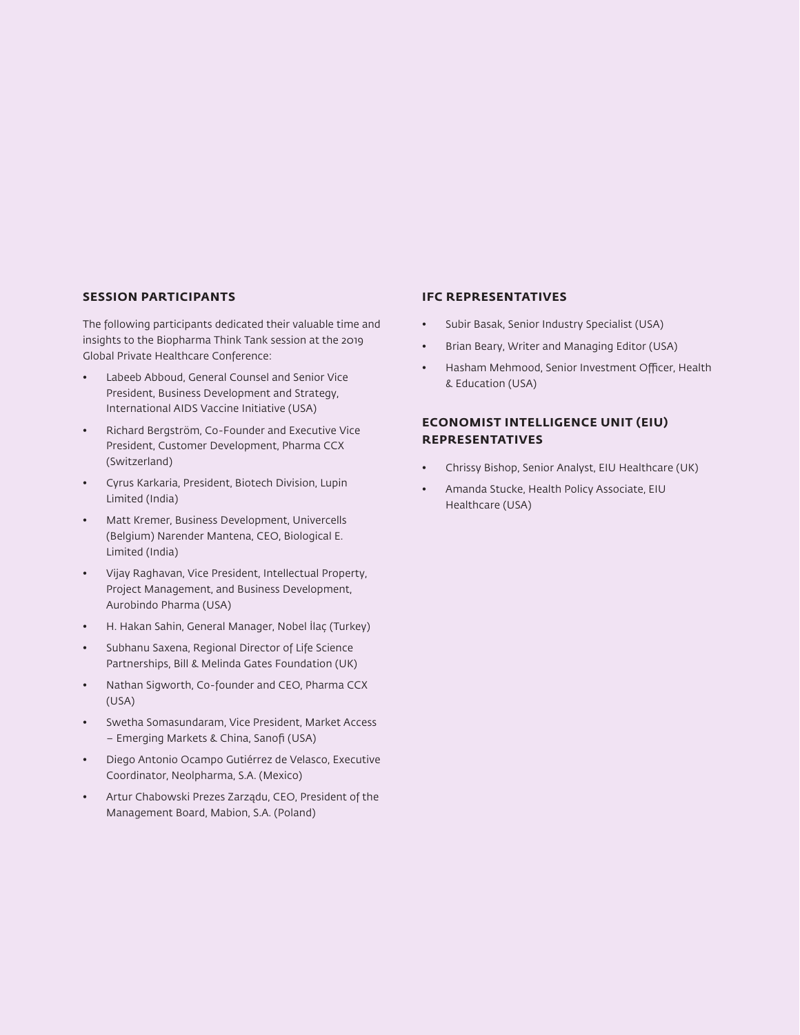## SESSION PARTICIPANTS

The following participants dedicated their valuable time and insights to the Biopharma Think Tank session at the 2019 Global Private Healthcare Conference:

- Labeeb Abboud, General Counsel and Senior Vice President, Business Development and Strategy, International AIDS Vaccine Initiative (USA)
- Richard Bergström, Co-Founder and Executive Vice President, Customer Development, Pharma CCX (Switzerland)
- Cyrus Karkaria, President, Biotech Division, Lupin Limited (India)
- Matt Kremer, Business Development, Univercells (Belgium) Narender Mantena, CEO, Biological E. Limited (India)
- Vijay Raghavan, Vice President, Intellectual Property, Project Management, and Business Development, Aurobindo Pharma (USA)
- H. Hakan Sahin, General Manager, Nobel İlaç (Turkey)
- Subhanu Saxena, Regional Director of Life Science Partnerships, Bill & Melinda Gates Foundation (UK)
- Nathan Sigworth, Co-founder and CEO, Pharma CCX (USA)
- Swetha Somasundaram, Vice President, Market Access – Emerging Markets & China, Sanofi (USA)
- Diego Antonio Ocampo Gutiérrez de Velasco, Executive Coordinator, Neolpharma, S.A. (Mexico)
- Artur Chabowski Prezes Zarządu, CEO, President of the Management Board, Mabion, S.A. (Poland)

## IFC REPRESENTATIVES

- Subir Basak, Senior Industry Specialist (USA)
- Brian Beary, Writer and Managing Editor (USA)
- Hasham Mehmood, Senior Investment Officer, Health & Education (USA)

## ECONOMIST INTELLIGENCE UNIT (EIU) REPRESENTATIVES

- Chrissy Bishop, Senior Analyst, EIU Healthcare (UK)
- Amanda Stucke, Health Policy Associate, EIU Healthcare (USA)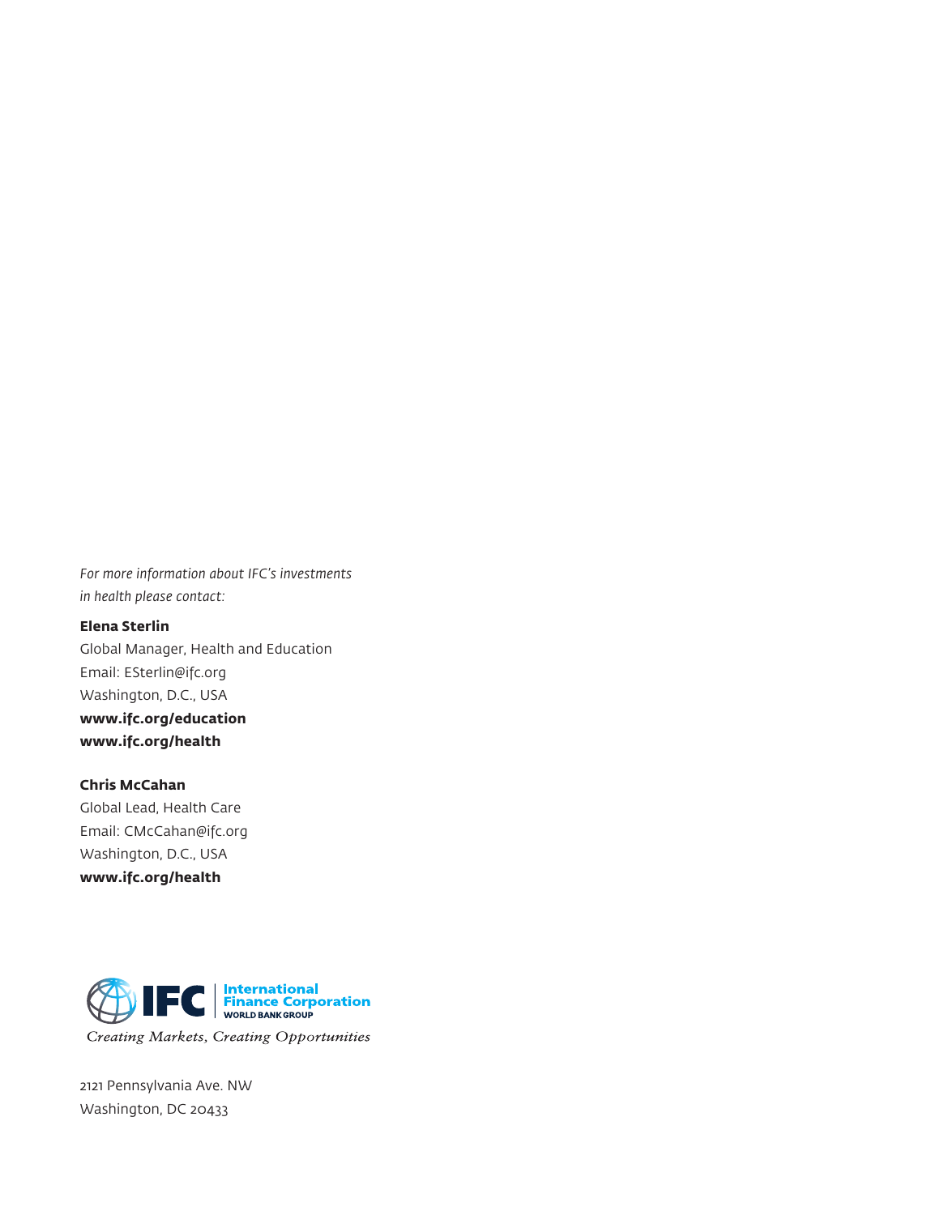*For more information about IFC's investments in health please contact:*

**Elena Sterlin**
Global Manager, Health and Education
Email: ESterlin@ifc.org
Washington, D.C., USA
**www.ifc.org/education**
**www.ifc.org/health**

**Chris McCahan**
Global Lead, Health Care
Email: CMcCahan@ifc.org
Washington, D.C., USA
**www.ifc.org/health**

IFC | International Finance Corporation
WORLD BANK GROUP

*Creating Markets, Creating Opportunities*

2121 Pennsylvania Ave. NW
Washington, DC 20433